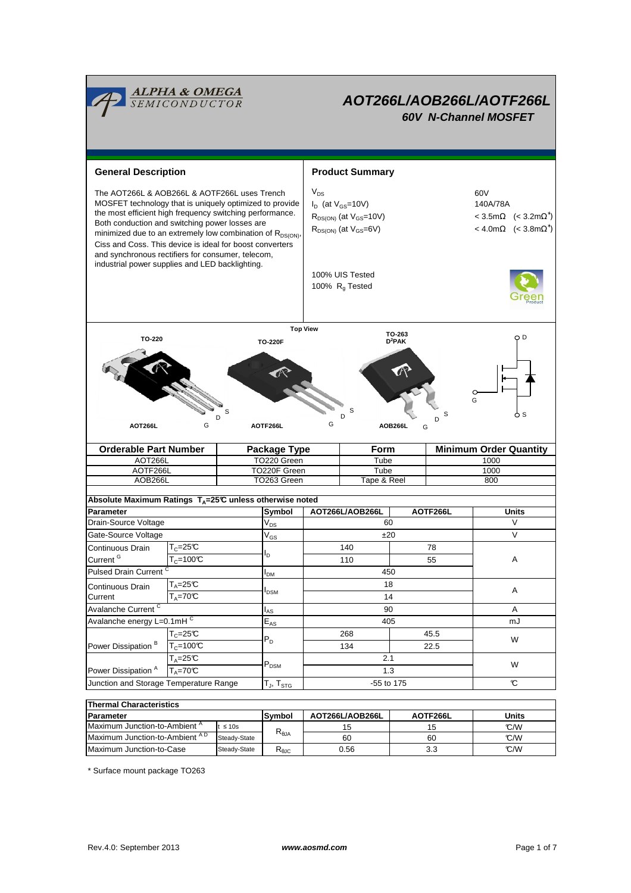# AOT266L/AOB266L/AOTF266L

## 60V N-Channel MOSFET

### General Description

The AOT266L & AOB266L & AOTF266L uses Trench MOSFET technology that is uniquely optimized to provide the most efficient high frequency switching performance. Both conduction and switching power losses are minimized due to an extremely low combination of $R_{DS(ON)}$, Ciss and Coss. This device is ideal for boost converters and synchronous rectifiers for consumer, telecom, industrial power supplies and LED backlighting.

### Product Summary

| | |
|---|---|
| $V_{DS}$ | 60V |
| $I_D$ (at $V_{GS}$=10V) | 140A/78A |
| $R_{DS(ON)}$ (at $V_{GS}$=10V) | < 3.5mΩ (< 3.2mΩ*) |
| $R_{DS(ON)}$ (at $V_{GS}$=6V) | < 4.0mΩ (< 3.8mΩ*) |

100% UIS Tested
100% $R_g$ Tested

Top View

TO-220 — AOT266L (G D S)
TO-220F — AOTF266L (G D S)
TO-263 $D^2PAK$ — AOB266L (G D S)

| Orderable Part Number | Package Type | Form | Minimum Order Quantity |
|---|---|---|---|
| AOT266L | TO220 Green | Tube | 1000 |
| AOTF266L | TO220F Green | Tube | 1000 |
| AOB266L | TO263 Green | Tape & Reel | 800 |

**Absolute Maximum Ratings $T_A$=25°C unless otherwise noted**

| Parameter | | Symbol | AOT266L/AOB266L | AOTF266L | Units |
|---|---|---|---|---|---|
| Drain-Source Voltage | | $V_{DS}$ | 60 | | V |
| Gate-Source Voltage | | $V_{GS}$ | ±20 | | V |
| Continuous Drain Current [G] | $T_C$=25°C | $I_D$ | 140 | 78 | A |
| | $T_C$=100°C | | 110 | 55 | |
| Pulsed Drain Current [C] | | $I_{DM}$ | 450 | | |
| Continuous Drain Current | $T_A$=25°C | $I_{DSM}$ | 18 | | A |
| | $T_A$=70°C | | 14 | | |
| Avalanche Current [C] | | $I_{AS}$ | 90 | | A |
| Avalanche energy L=0.1mH [C] | | $E_{AS}$ | 405 | | mJ |
| Power Dissipation [B] | $T_C$=25°C | $P_D$ | 268 | 45.5 | W |
| | $T_C$=100°C | | 134 | 22.5 | |
| Power Dissipation [A] | $T_A$=25°C | $P_{DSM}$ | 2.1 | | W |
| | $T_A$=70°C | | 1.3 | | |
| Junction and Storage Temperature Range | | $T_J$, $T_{STG}$ | -55 to 175 | | °C |

**Thermal Characteristics**

| Parameter | | Symbol | AOT266L/AOB266L | AOTF266L | Units |
|---|---|---|---|---|---|
| Maximum Junction-to-Ambient [A] | t ≤ 10s | $R_{\theta JA}$ | 15 | 15 | °C/W |
| Maximum Junction-to-Ambient [A D] | Steady-State | | 60 | 60 | °C/W |
| Maximum Junction-to-Case | Steady-State | $R_{\theta JC}$ | 0.56 | 3.3 | °C/W |

* Surface mount package TO263

Rev.4.0: September 2013 www.aosmd.com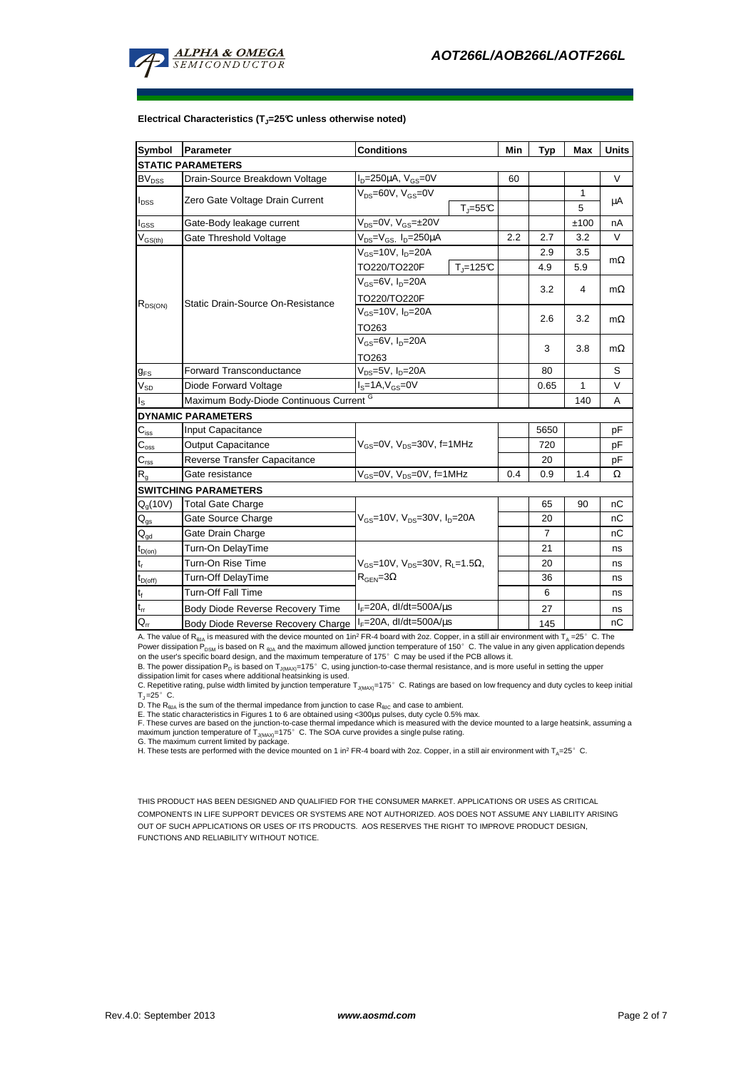**Electrical Characteristics ($T_J$=25°C unless otherwise noted)**

| Symbol | Parameter | Conditions | | Min | Typ | Max | Units |
|---|---|---|---|---|---|---|---|
| **STATIC PARAMETERS** | | | | | | | |
| $BV_{DSS}$ | Drain-Source Breakdown Voltage | $I_D$=250µA, $V_{GS}$=0V | | 60 | | | V |
| $I_{DSS}$ | Zero Gate Voltage Drain Current | $V_{DS}$=60V, $V_{GS}$=0V | | | | 1 | µA |
| | | | $T_J$=55°C | | | 5 | |
| $I_{GSS}$ | Gate-Body leakage current | $V_{DS}$=0V, $V_{GS}$=±20V | | | | ±100 | nA |
| $V_{GS(th)}$ | Gate Threshold Voltage | $V_{DS}$=$V_{GS}$, $I_D$=250µA | | 2.2 | 2.7 | 3.2 | V |
| $R_{DS(ON)}$ | Static Drain-Source On-Resistance | $V_{GS}$=10V, $I_D$=20A | | | 2.9 | 3.5 | mΩ |
| | | TO220/TO220F | $T_J$=125°C | | 4.9 | 5.9 | |
| | | $V_{GS}$=6V, $I_D$=20A TO220/TO220F | | | 3.2 | 4 | mΩ |
| | | $V_{GS}$=10V, $I_D$=20A TO263 | | | 2.6 | 3.2 | mΩ |
| | | $V_{GS}$=6V, $I_D$=20A TO263 | | | 3 | 3.8 | mΩ |
| $g_{FS}$ | Forward Transconductance | $V_{DS}$=5V, $I_D$=20A | | | 80 | | S |
| $V_{SD}$ | Diode Forward Voltage | $I_S$=1A, $V_{GS}$=0V | | | 0.65 | 1 | V |
| $I_S$ | Maximum Body-Diode Continuous Current [G] | | | | | 140 | A |
| **DYNAMIC PARAMETERS** | | | | | | | |
| $C_{iss}$ | Input Capacitance | $V_{GS}$=0V, $V_{DS}$=30V, f=1MHz | | | 5650 | | pF |
| $C_{oss}$ | Output Capacitance | | | | 720 | | pF |
| $C_{rss}$ | Reverse Transfer Capacitance | | | | 20 | | pF |
| $R_g$ | Gate resistance | $V_{GS}$=0V, $V_{DS}$=0V, f=1MHz | | 0.4 | 0.9 | 1.4 | Ω |
| **SWITCHING PARAMETERS** | | | | | | | |
| $Q_g$(10V) | Total Gate Charge | $V_{GS}$=10V, $V_{DS}$=30V, $I_D$=20A | | | 65 | 90 | nC |
| $Q_{gs}$ | Gate Source Charge | | | | 20 | | nC |
| $Q_{gd}$ | Gate Drain Charge | | | | 7 | | nC |
| $t_{D(on)}$ | Turn-On DelayTime | $V_{GS}$=10V, $V_{DS}$=30V, $R_L$=1.5Ω, $R_{GEN}$=3Ω | | | 21 | | ns |
| $t_r$ | Turn-On Rise Time | | | | 20 | | ns |
| $t_{D(off)}$ | Turn-Off DelayTime | | | | 36 | | ns |
| $t_f$ | Turn-Off Fall Time | | | | 6 | | ns |
| $t_{rr}$ | Body Diode Reverse Recovery Time | $I_F$=20A, dI/dt=500A/µs | | | 27 | | ns |
| $Q_{rr}$ | Body Diode Reverse Recovery Charge | $I_F$=20A, dI/dt=500A/µs | | | 145 | | nC |

A. The value of $R_{\theta JA}$ is measured with the device mounted on 1in² FR-4 board with 2oz. Copper, in a still air environment with $T_A$ =25° C. The Power dissipation $P_{DSM}$ is based on $R_{\theta JA}$ and the maximum allowed junction temperature of 150° C. The value in any given application depends on the user's specific board design, and the maximum temperature of 175° C may be used if the PCB allows it.
B. The power dissipation $P_D$ is based on $T_{J(MAX)}$=175° C, using junction-to-case thermal resistance, and is more useful in setting the upper dissipation limit for cases where additional heatsinking is used.
C. Repetitive rating, pulse width limited by junction temperature $T_{J(MAX)}$=175° C. Ratings are based on low frequency and duty cycles to keep initial $T_J$=25° C.
D. The $R_{\theta JA}$ is the sum of the thermal impedance from junction to case $R_{\theta JC}$ and case to ambient.
E. The static characteristics in Figures 1 to 6 are obtained using <300µs pulses, duty cycle 0.5% max.
F. These curves are based on the junction-to-case thermal impedance which is measured with the device mounted to a large heatsink, assuming a maximum junction temperature of $T_{J(MAX)}$=175° C. The SOA curve provides a single pulse rating.
G. The maximum current limited by package.
H. These tests are performed with the device mounted on 1 in² FR-4 board with 2oz. Copper, in a still air environment with $T_A$=25° C.

THIS PRODUCT HAS BEEN DESIGNED AND QUALIFIED FOR THE CONSUMER MARKET. APPLICATIONS OR USES AS CRITICAL COMPONENTS IN LIFE SUPPORT DEVICES OR SYSTEMS ARE NOT AUTHORIZED. AOS DOES NOT ASSUME ANY LIABILITY ARISING OUT OF SUCH APPLICATIONS OR USES OF ITS PRODUCTS. AOS RESERVES THE RIGHT TO IMPROVE PRODUCT DESIGN, FUNCTIONS AND RELIABILITY WITHOUT NOTICE.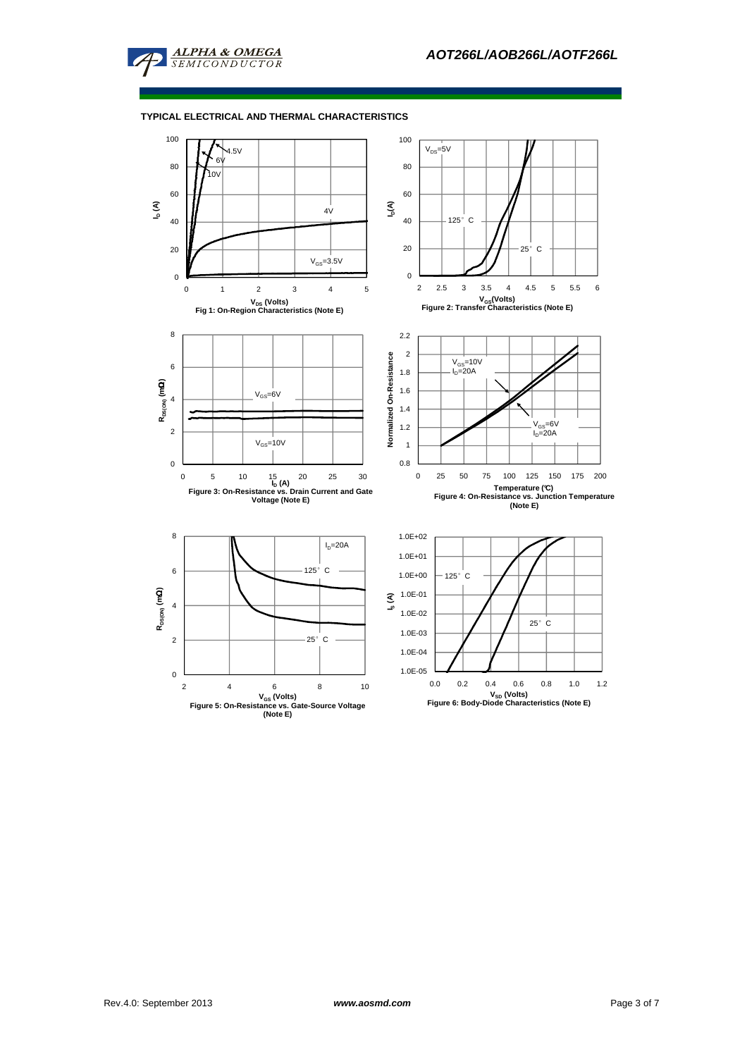## TYPICAL ELECTRICAL AND THERMAL CHARACTERISTICS

Fig 1: On-Region Characteristics (Note E)

Figure 2: Transfer Characteristics (Note E)

Figure 3: On-Resistance vs. Drain Current and Gate Voltage (Note E)

Figure 4: On-Resistance vs. Junction Temperature (Note E)

Figure 5: On-Resistance vs. Gate-Source Voltage (Note E)

Figure 6: Body-Diode Characteristics (Note E)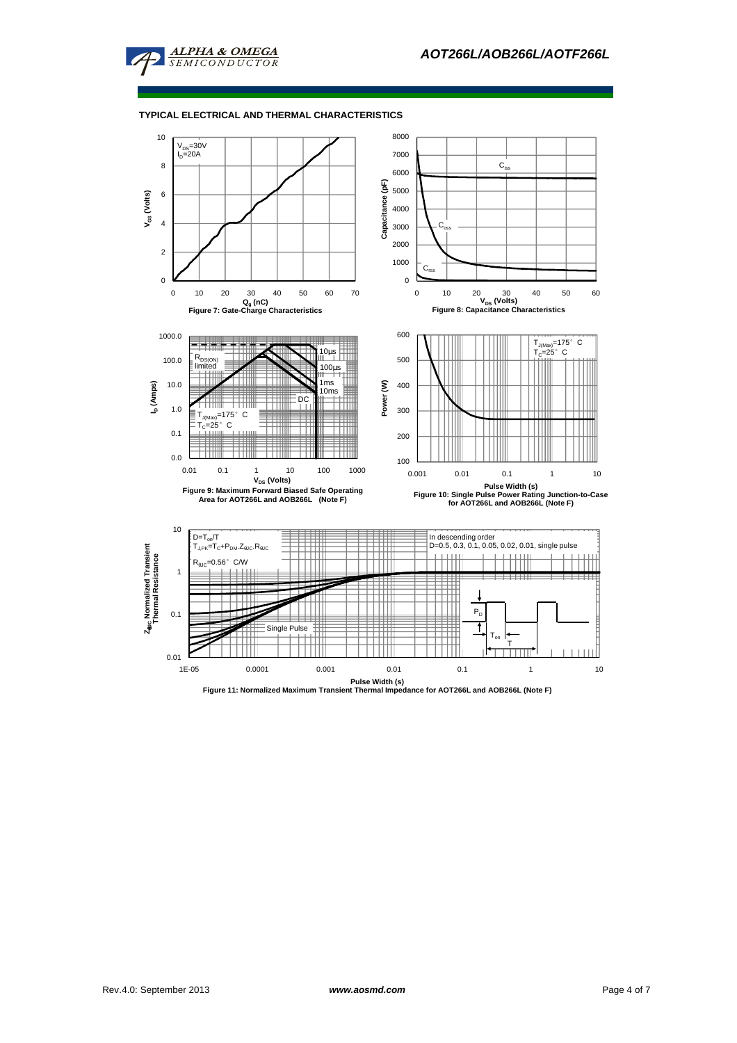## TYPICAL ELECTRICAL AND THERMAL CHARACTERISTICS

$V_{DS}$=30V
$I_D$=20A

$Q_g$ (nC)

$V_{GS}$ (Volts)

**Figure 7: Gate-Charge Characteristics**

$C_{iss}$

$C_{oss}$

$C_{rss}$

$V_{DS}$ (Volts)

Capacitance (pF)

**Figure 8: Capacitance Characteristics**

$R_{DS(ON)}$ limited

10µs

100µs

1ms

10ms

DC

$T_{J(Max)}$=175° C
$T_C$=25° C

$V_{DS}$ (Volts)

$I_D$ (Amps)

**Figure 9: Maximum Forward Biased Safe Operating Area for AOT266L and AOB266L (Note F)**

$T_{J(Max)}$=175° C
$T_C$=25° C

Pulse Width (s)

Power (W)

**Figure 10: Single Pulse Power Rating Junction-to-Case for AOT266L and AOB266L (Note F)**

$D=T_{on}/T$

$T_{J,PK}=T_C+P_{DM}.Z_{\theta JC}.R_{\theta JC}$

$R_{\theta JC}$=0.56° C/W

In descending order
D=0.5, 0.3, 0.1, 0.05, 0.02, 0.01, single pulse

Single Pulse

$P_D$

$T_{on}$

T

Pulse Width (s)

$Z_{\theta JC}$ Normalized Transient Thermal Resistance

**Figure 11: Normalized Maximum Transient Thermal Impedance for AOT266L and AOB266L (Note F)**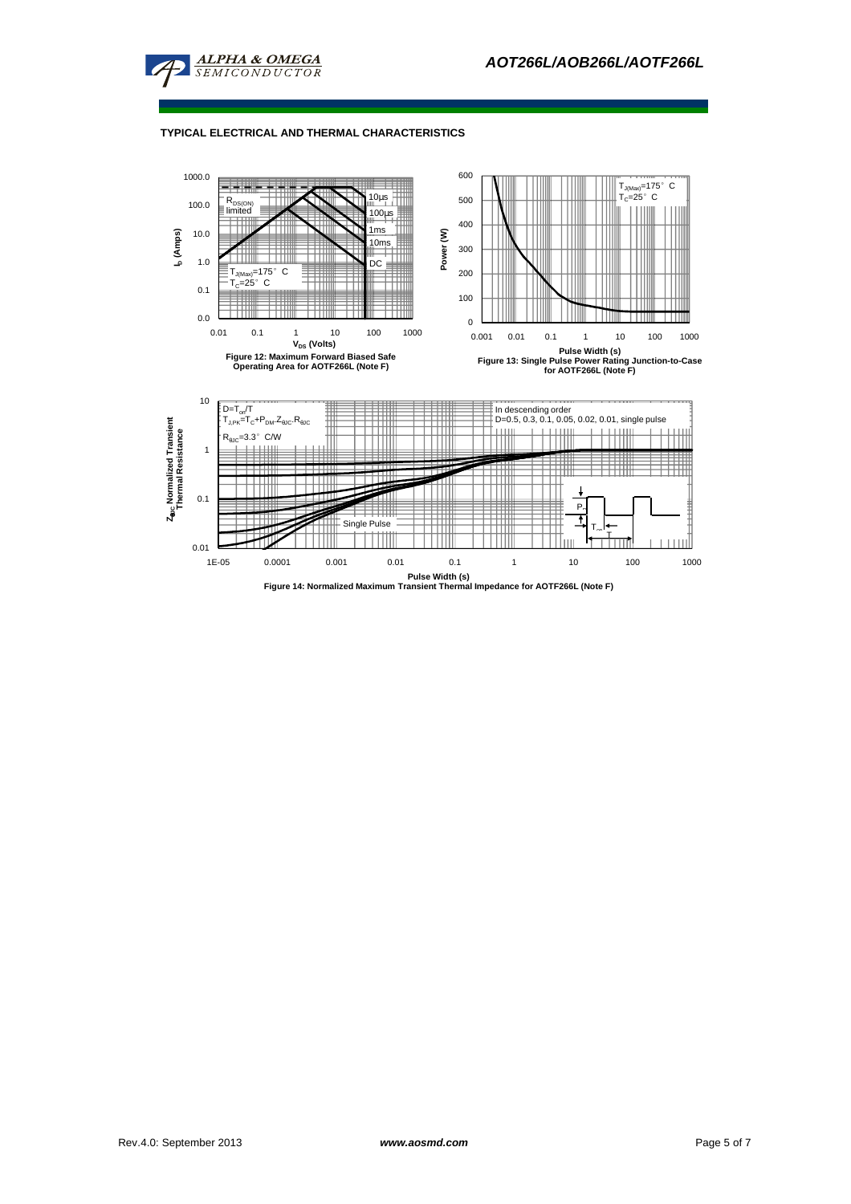## TYPICAL ELECTRICAL AND THERMAL CHARACTERISTICS

**Figure 12: Maximum Forward Biased Safe Operating Area for AOTF266L (Note F)**

**Figure 13: Single Pulse Power Rating Junction-to-Case for AOTF266L (Note F)**

**Figure 14: Normalized Maximum Transient Thermal Impedance for AOTF266L (Note F)**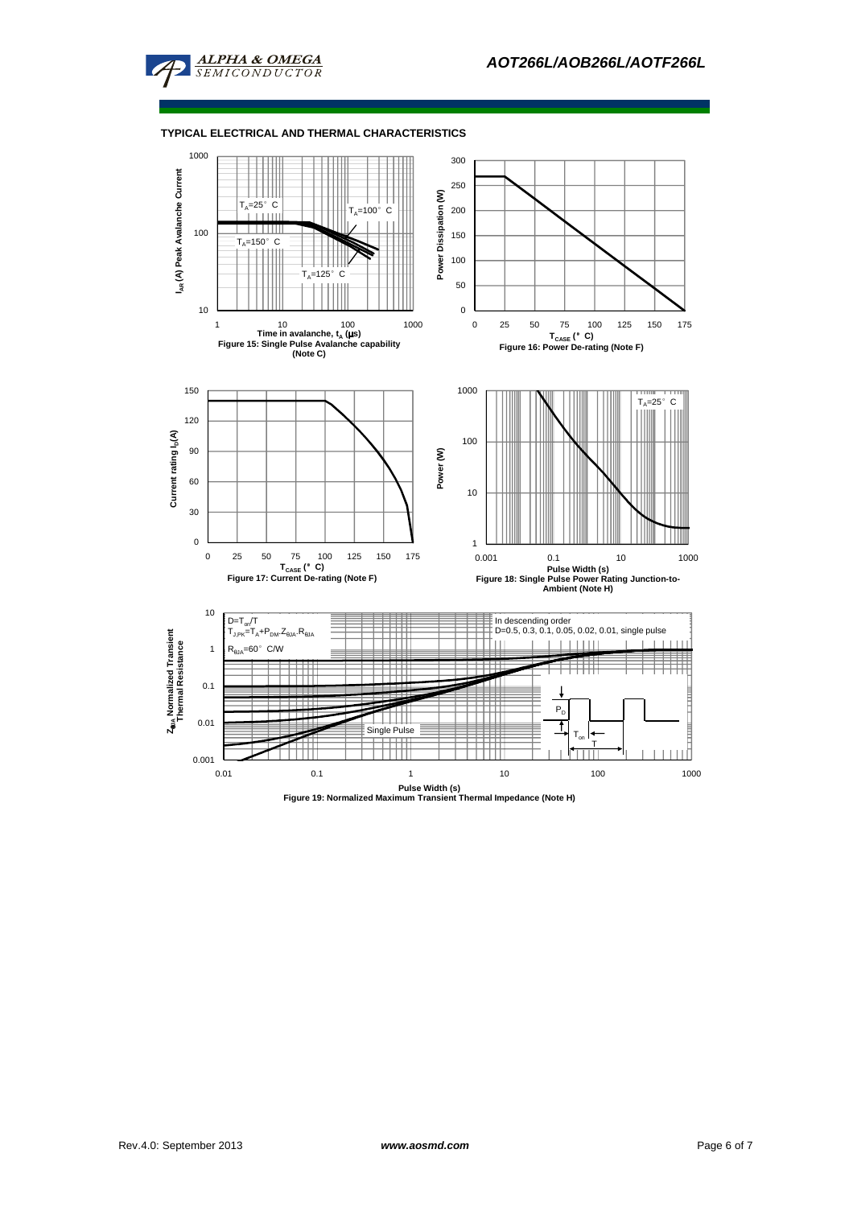## TYPICAL ELECTRICAL AND THERMAL CHARACTERISTICS

$I_{AR}$ (A) Peak Avalanche Current

$T_A$=25° C

$T_A$=100° C

$T_A$=150° C

$T_A$=125° C

Time in avalanche, $t_A$ (μs)

Figure 15: Single Pulse Avalanche capability (Note C)

Power Dissipation (W)

$T_{CASE}$ (° C)

Figure 16: Power De-rating (Note F)

Current rating $I_D$(A)

$T_{CASE}$ (° C)

Figure 17: Current De-rating (Note F)

Power (W)

$T_A$=25° C

Pulse Width (s)

Figure 18: Single Pulse Power Rating Junction-to-Ambient (Note H)

$Z_{\theta JA}$ Normalized Transient Thermal Resistance

$D=T_{on}/T$

$T_{J,PK}=T_A+P_{DM}.Z_{\theta JA}.R_{\theta JA}$

$R_{\theta JA}$=60° C/W

In descending order

D=0.5, 0.3, 0.1, 0.05, 0.02, 0.01, single pulse

Single Pulse

$P_D$

$T_{on}$

T

Pulse Width (s)

Figure 19: Normalized Maximum Transient Thermal Impedance (Note H)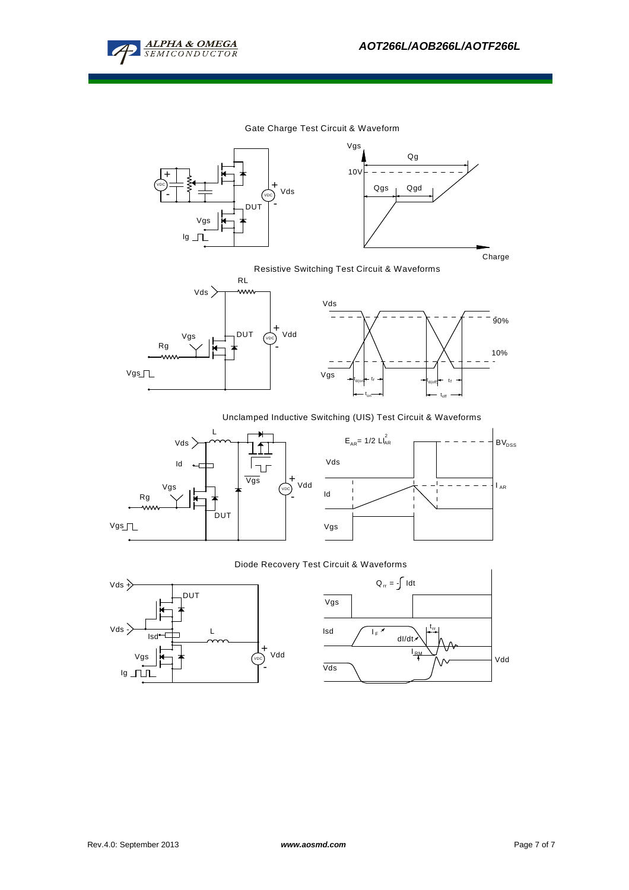## Gate Charge Test Circuit & Waveform

VDC
+
-
Vds
VDC
+
-
DUT
Vgs
Ig

Vgs
Qg
10V
Qgs
Qgd
Charge

## Resistive Switching Test Circuit & Waveforms

RL
Vds
Vgs
Rg
DUT
VDC
+
Vdd
-
Vgs

Vds
90%
10%
Vgs
$t_{d(on)}$
$t_r$
$t_{on}$
$t_{d(off)}$
$t_f$
$t_{off}$

## Unclamped Inductive Switching (UIS) Test Circuit & Waveforms

L
Vds
Id
Vgs
Vgs
Rg
DUT
VDC
+
Vdd
-
Vgs

$E_{AR} = 1/2\ LI_{AR}^2$
$BV_{DSS}$
Vds
Id
$I_{AR}$
Vgs

## Diode Recovery Test Circuit & Waveforms

Vds +
DUT
Vds -
Isd
L
Vgs
Ig
VDC
+
Vdd
-

$Q_{rr} = -\int Idt$
Vgs
Isd
$I_F$
dI/dt
$t_{rr}$
$I_{RM}$
Vds
Vdd